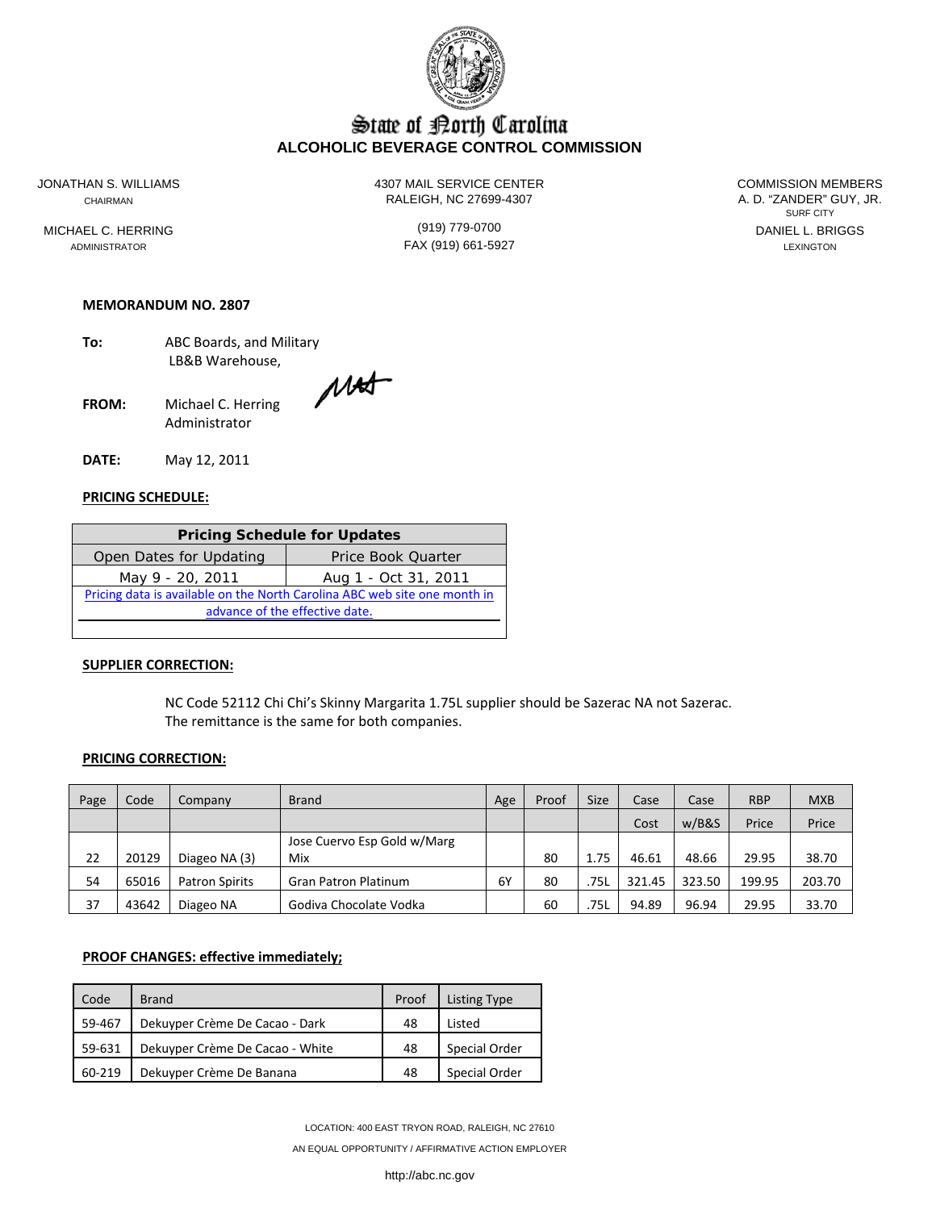# State of North Carolina

## ALCOHOLIC BEVERAGE CONTROL COMMISSION

JONATHAN S. WILLIAMS
CHAIRMAN

MICHAEL C. HERRING
ADMINISTRATOR

4307 MAIL SERVICE CENTER
RALEIGH, NC 27699-4307

(919) 779-0700
FAX (919) 661-5927

COMMISSION MEMBERS
A. D. "ZANDER" GUY, JR.
SURF CITY

DANIEL L. BRIGGS
LEXINGTON

**MEMORANDUM NO. 2807**

**To:** ABC Boards, and Military LB&B Warehouse,

**FROM:** Michael C. Herring
Administrator

**DATE:** May 12, 2011

**PRICING SCHEDULE:**

| Pricing Schedule for Updates | |
|---|---|
| Open Dates for Updating | Price Book Quarter |
| May 9 - 20, 2011 | Aug 1 - Oct 31, 2011 |
| Pricing data is available on the North Carolina ABC web site one month in advance of the effective date. | |

**SUPPLIER CORRECTION:**

NC Code 52112 Chi Chi's Skinny Margarita 1.75L supplier should be Sazerac NA not Sazerac. The remittance is the same for both companies.

**PRICING CORRECTION:**

| Page | Code | Company | Brand | Age | Proof | Size | Case Cost | Case w/B&S | RBP Price | MXB Price |
|---|---|---|---|---|---|---|---|---|---|---|
| 22 | 20129 | Diageo NA (3) | Jose Cuervo Esp Gold w/Marg Mix | | 80 | 1.75 | 46.61 | 48.66 | 29.95 | 38.70 |
| 54 | 65016 | Patron Spirits | Gran Patron Platinum | 6Y | 80 | .75L | 321.45 | 323.50 | 199.95 | 203.70 |
| 37 | 43642 | Diageo NA | Godiva Chocolate Vodka | | 60 | .75L | 94.89 | 96.94 | 29.95 | 33.70 |

**PROOF CHANGES: effective immediately;**

| Code | Brand | Proof | Listing Type |
|---|---|---|---|
| 59-467 | Dekuyper Crème De Cacao - Dark | 48 | Listed |
| 59-631 | Dekuyper Crème De Cacao - White | 48 | Special Order |
| 60-219 | Dekuyper Crème De Banana | 48 | Special Order |

LOCATION: 400 EAST TRYON ROAD, RALEIGH, NC 27610

AN EQUAL OPPORTUNITY / AFFIRMATIVE ACTION EMPLOYER

http://abc.nc.gov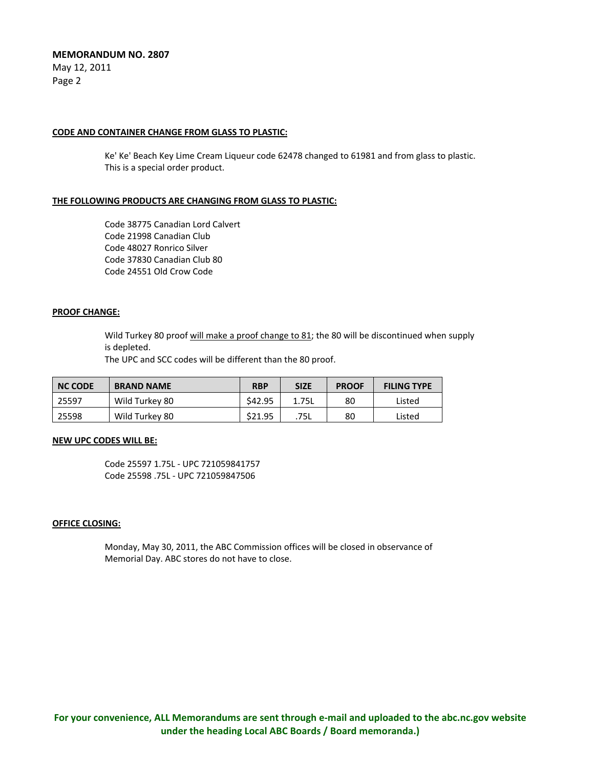**CODE AND CONTAINER CHANGE FROM GLASS TO PLASTIC:**

Ke' Ke' Beach Key Lime Cream Liqueur code 62478 changed to 61981 and from glass to plastic. This is a special order product.

**THE FOLLOWING PRODUCTS ARE CHANGING FROM GLASS TO PLASTIC:**

Code 38775 Canadian Lord Calvert
Code 21998 Canadian Club
Code 48027 Ronrico Silver
Code 37830 Canadian Club 80
Code 24551 Old Crow Code

**PROOF CHANGE:**

Wild Turkey 80 proof will make a proof change to 81; the 80 will be discontinued when supply is depleted.
The UPC and SCC codes will be different than the 80 proof.

| NC CODE | BRAND NAME | RBP | SIZE | PROOF | FILING TYPE |
|---|---|---|---|---|---|
| 25597 | Wild Turkey 80 | $42.95 | 1.75L | 80 | Listed |
| 25598 | Wild Turkey 80 | $21.95 | .75L | 80 | Listed |

**NEW UPC CODES WILL BE:**

Code 25597 1.75L - UPC 721059841757
Code 25598 .75L - UPC 721059847506

**OFFICE CLOSING:**

Monday, May 30, 2011, the ABC Commission offices will be closed in observance of Memorial Day. ABC stores do not have to close.

**For your convenience, ALL Memorandums are sent through e-mail and uploaded to the abc.nc.gov website under the heading Local ABC Boards / Board memoranda.)**